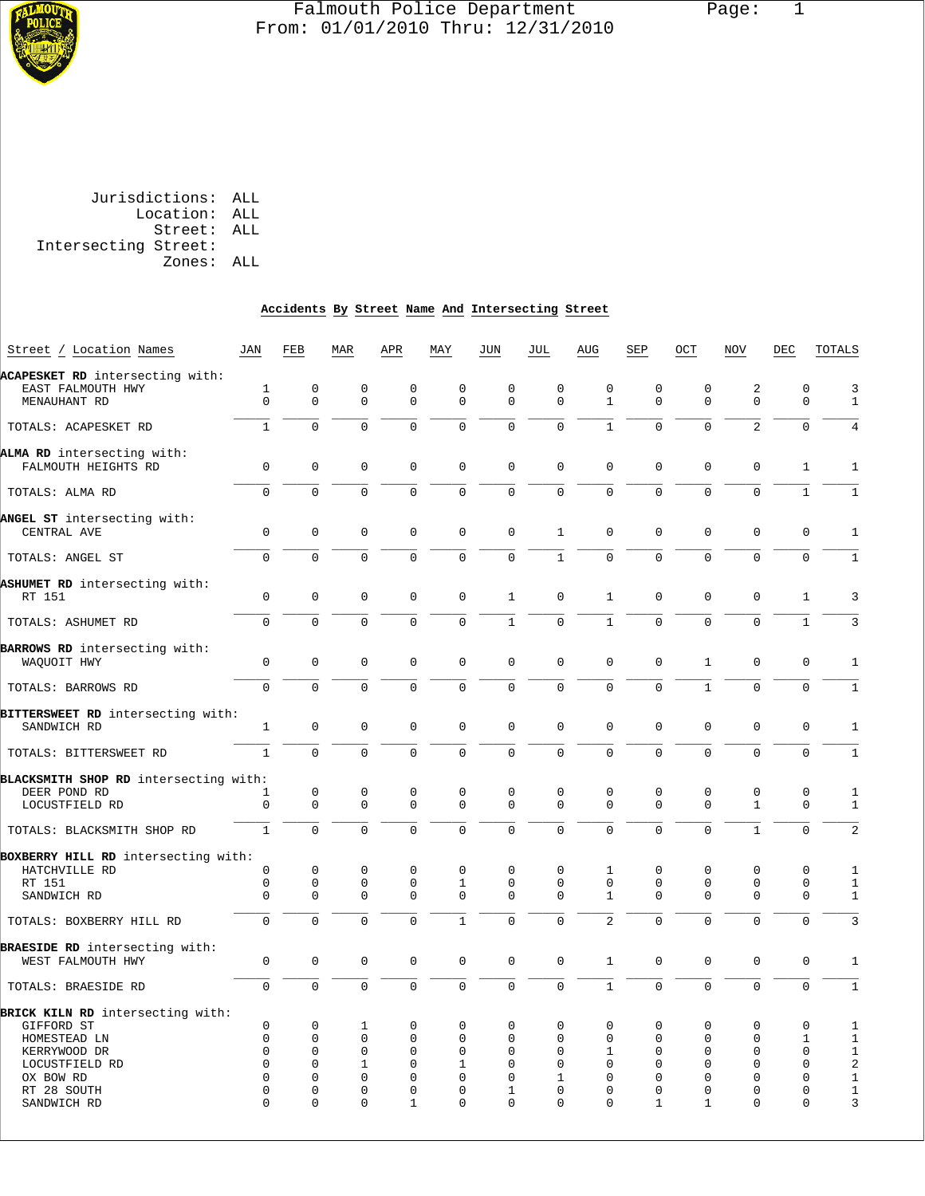# Falmouth Police Department

From: 01/01/2010 Thru: 12/31/2010

Jurisdictions: ALL
Location: ALL
Street: ALL
Intersecting Street:
Zones: ALL

## Accidents By Street Name And Intersecting Street

| Street / Location Names | JAN | FEB | MAR | APR | MAY | JUN | JUL | AUG | SEP | OCT | NOV | DEC | TOTALS |
|---|---|---|---|---|---|---|---|---|---|---|---|---|---|
| **ACAPESKET RD** intersecting with: | | | | | | | | | | | | | |
| EAST FALMOUTH HWY | 1 | 0 | 0 | 0 | 0 | 0 | 0 | 0 | 0 | 0 | 2 | 0 | 3 |
| MENAUHANT RD | 0 | 0 | 0 | 0 | 0 | 0 | 0 | 1 | 0 | 0 | 0 | 0 | 1 |
| TOTALS: ACAPESKET RD | 1 | 0 | 0 | 0 | 0 | 0 | 0 | 1 | 0 | 0 | 2 | 0 | 4 |
| **ALMA RD** intersecting with: | | | | | | | | | | | | | |
| FALMOUTH HEIGHTS RD | 0 | 0 | 0 | 0 | 0 | 0 | 0 | 0 | 0 | 0 | 0 | 1 | 1 |
| TOTALS: ALMA RD | 0 | 0 | 0 | 0 | 0 | 0 | 0 | 0 | 0 | 0 | 0 | 1 | 1 |
| **ANGEL ST** intersecting with: | | | | | | | | | | | | | |
| CENTRAL AVE | 0 | 0 | 0 | 0 | 0 | 0 | 1 | 0 | 0 | 0 | 0 | 0 | 1 |
| TOTALS: ANGEL ST | 0 | 0 | 0 | 0 | 0 | 0 | 1 | 0 | 0 | 0 | 0 | 0 | 1 |
| **ASHUMET RD** intersecting with: | | | | | | | | | | | | | |
| RT 151 | 0 | 0 | 0 | 0 | 0 | 1 | 0 | 1 | 0 | 0 | 0 | 1 | 3 |
| TOTALS: ASHUMET RD | 0 | 0 | 0 | 0 | 0 | 1 | 0 | 1 | 0 | 0 | 0 | 1 | 3 |
| **BARROWS RD** intersecting with: | | | | | | | | | | | | | |
| WAQUOIT HWY | 0 | 0 | 0 | 0 | 0 | 0 | 0 | 0 | 0 | 1 | 0 | 0 | 1 |
| TOTALS: BARROWS RD | 0 | 0 | 0 | 0 | 0 | 0 | 0 | 0 | 0 | 1 | 0 | 0 | 1 |
| **BITTERSWEET RD** intersecting with: | | | | | | | | | | | | | |
| SANDWICH RD | 1 | 0 | 0 | 0 | 0 | 0 | 0 | 0 | 0 | 0 | 0 | 0 | 1 |
| TOTALS: BITTERSWEET RD | 1 | 0 | 0 | 0 | 0 | 0 | 0 | 0 | 0 | 0 | 0 | 0 | 1 |
| **BLACKSMITH SHOP RD** intersecting with: | | | | | | | | | | | | | |
| DEER POND RD | 1 | 0 | 0 | 0 | 0 | 0 | 0 | 0 | 0 | 0 | 0 | 0 | 1 |
| LOCUSTFIELD RD | 0 | 0 | 0 | 0 | 0 | 0 | 0 | 0 | 0 | 0 | 1 | 0 | 1 |
| TOTALS: BLACKSMITH SHOP RD | 1 | 0 | 0 | 0 | 0 | 0 | 0 | 0 | 0 | 0 | 1 | 0 | 2 |
| **BOXBERRY HILL RD** intersecting with: | | | | | | | | | | | | | |
| HATCHVILLE RD | 0 | 0 | 0 | 0 | 0 | 0 | 0 | 1 | 0 | 0 | 0 | 0 | 1 |
| RT 151 | 0 | 0 | 0 | 0 | 1 | 0 | 0 | 0 | 0 | 0 | 0 | 0 | 1 |
| SANDWICH RD | 0 | 0 | 0 | 0 | 0 | 0 | 0 | 1 | 0 | 0 | 0 | 0 | 1 |
| TOTALS: BOXBERRY HILL RD | 0 | 0 | 0 | 0 | 1 | 0 | 0 | 2 | 0 | 0 | 0 | 0 | 3 |
| **BRAESIDE RD** intersecting with: | | | | | | | | | | | | | |
| WEST FALMOUTH HWY | 0 | 0 | 0 | 0 | 0 | 0 | 0 | 1 | 0 | 0 | 0 | 0 | 1 |
| TOTALS: BRAESIDE RD | 0 | 0 | 0 | 0 | 0 | 0 | 0 | 1 | 0 | 0 | 0 | 0 | 1 |
| **BRICK KILN RD** intersecting with: | | | | | | | | | | | | | |
| GIFFORD ST | 0 | 0 | 1 | 0 | 0 | 0 | 0 | 0 | 0 | 0 | 0 | 0 | 1 |
| HOMESTEAD LN | 0 | 0 | 0 | 0 | 0 | 0 | 0 | 0 | 0 | 0 | 0 | 1 | 1 |
| KERRYWOOD DR | 0 | 0 | 0 | 0 | 0 | 0 | 0 | 1 | 0 | 0 | 0 | 0 | 1 |
| LOCUSTFIELD RD | 0 | 0 | 1 | 0 | 1 | 0 | 0 | 0 | 0 | 0 | 0 | 0 | 2 |
| OX BOW RD | 0 | 0 | 0 | 0 | 0 | 0 | 1 | 0 | 0 | 0 | 0 | 0 | 1 |
| RT 28 SOUTH | 0 | 0 | 0 | 0 | 0 | 1 | 0 | 0 | 0 | 0 | 0 | 0 | 1 |
| SANDWICH RD | 0 | 0 | 0 | 1 | 0 | 0 | 0 | 0 | 1 | 1 | 0 | 0 | 3 |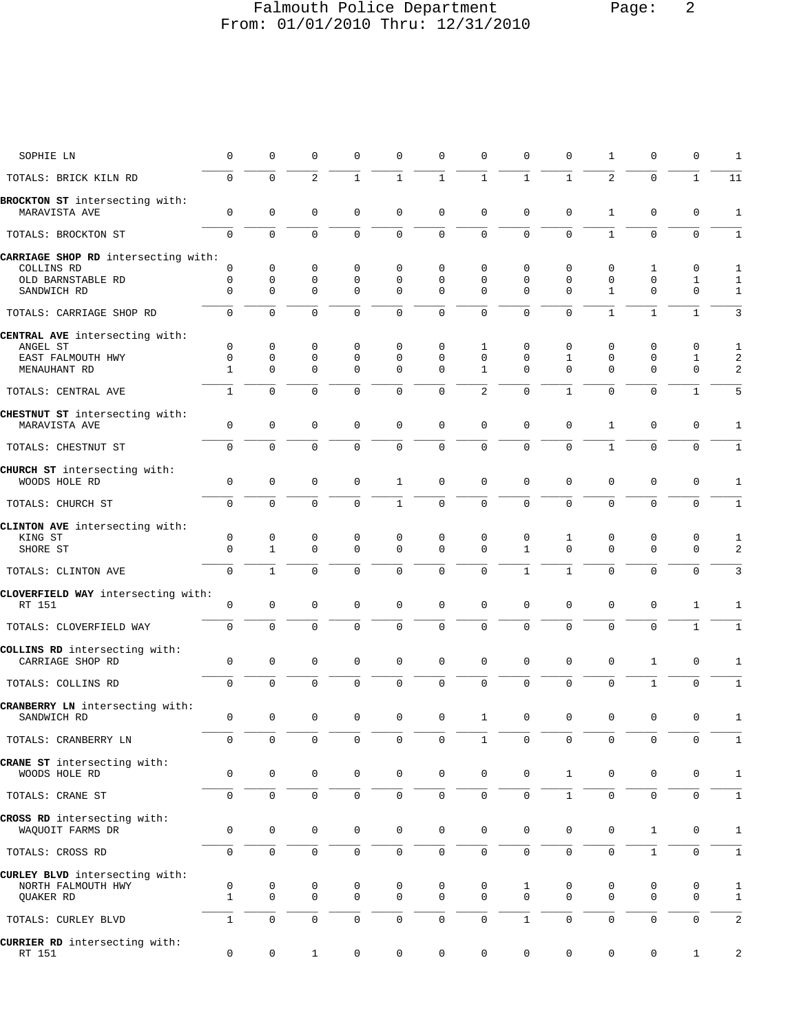| | | | | | | | | | | | | | |
|---|---|---|---|---|---|---|---|---|---|---|---|---|---|
| SOPHIE LN | 0 | 0 | 0 | 0 | 0 | 0 | 0 | 0 | 0 | 1 | 0 | 0 | 1 |
| TOTALS: BRICK KILN RD | 0 | 0 | 2 | 1 | 1 | 1 | 1 | 1 | 1 | 2 | 0 | 1 | 11 |
| **BROCKTON ST** intersecting with: | | | | | | | | | | | | | |
| MARAVISTA AVE | 0 | 0 | 0 | 0 | 0 | 0 | 0 | 0 | 0 | 1 | 0 | 0 | 1 |
| TOTALS: BROCKTON ST | 0 | 0 | 0 | 0 | 0 | 0 | 0 | 0 | 0 | 1 | 0 | 0 | 1 |
| **CARRIAGE SHOP RD** intersecting with: | | | | | | | | | | | | | |
| COLLINS RD | 0 | 0 | 0 | 0 | 0 | 0 | 0 | 0 | 0 | 0 | 1 | 0 | 1 |
| OLD BARNSTABLE RD | 0 | 0 | 0 | 0 | 0 | 0 | 0 | 0 | 0 | 0 | 0 | 1 | 1 |
| SANDWICH RD | 0 | 0 | 0 | 0 | 0 | 0 | 0 | 0 | 0 | 1 | 0 | 0 | 1 |
| TOTALS: CARRIAGE SHOP RD | 0 | 0 | 0 | 0 | 0 | 0 | 0 | 0 | 0 | 1 | 1 | 1 | 3 |
| **CENTRAL AVE** intersecting with: | | | | | | | | | | | | | |
| ANGEL ST | 0 | 0 | 0 | 0 | 0 | 0 | 1 | 0 | 0 | 0 | 0 | 0 | 1 |
| EAST FALMOUTH HWY | 0 | 0 | 0 | 0 | 0 | 0 | 0 | 0 | 1 | 0 | 0 | 1 | 2 |
| MENAUHANT RD | 1 | 0 | 0 | 0 | 0 | 0 | 1 | 0 | 0 | 0 | 0 | 0 | 2 |
| TOTALS: CENTRAL AVE | 1 | 0 | 0 | 0 | 0 | 0 | 2 | 0 | 1 | 0 | 0 | 1 | 5 |
| **CHESTNUT ST** intersecting with: | | | | | | | | | | | | | |
| MARAVISTA AVE | 0 | 0 | 0 | 0 | 0 | 0 | 0 | 0 | 0 | 1 | 0 | 0 | 1 |
| TOTALS: CHESTNUT ST | 0 | 0 | 0 | 0 | 0 | 0 | 0 | 0 | 0 | 1 | 0 | 0 | 1 |
| **CHURCH ST** intersecting with: | | | | | | | | | | | | | |
| WOODS HOLE RD | 0 | 0 | 0 | 0 | 1 | 0 | 0 | 0 | 0 | 0 | 0 | 0 | 1 |
| TOTALS: CHURCH ST | 0 | 0 | 0 | 0 | 1 | 0 | 0 | 0 | 0 | 0 | 0 | 0 | 1 |
| **CLINTON AVE** intersecting with: | | | | | | | | | | | | | |
| KING ST | 0 | 0 | 0 | 0 | 0 | 0 | 0 | 0 | 1 | 0 | 0 | 0 | 1 |
| SHORE ST | 0 | 1 | 0 | 0 | 0 | 0 | 0 | 1 | 0 | 0 | 0 | 0 | 2 |
| TOTALS: CLINTON AVE | 0 | 1 | 0 | 0 | 0 | 0 | 0 | 1 | 1 | 0 | 0 | 0 | 3 |
| **CLOVERFIELD WAY** intersecting with: | | | | | | | | | | | | | |
| RT 151 | 0 | 0 | 0 | 0 | 0 | 0 | 0 | 0 | 0 | 0 | 0 | 1 | 1 |
| TOTALS: CLOVERFIELD WAY | 0 | 0 | 0 | 0 | 0 | 0 | 0 | 0 | 0 | 0 | 0 | 1 | 1 |
| **COLLINS RD** intersecting with: | | | | | | | | | | | | | |
| CARRIAGE SHOP RD | 0 | 0 | 0 | 0 | 0 | 0 | 0 | 0 | 0 | 0 | 1 | 0 | 1 |
| TOTALS: COLLINS RD | 0 | 0 | 0 | 0 | 0 | 0 | 0 | 0 | 0 | 0 | 1 | 0 | 1 |
| **CRANBERRY LN** intersecting with: | | | | | | | | | | | | | |
| SANDWICH RD | 0 | 0 | 0 | 0 | 0 | 0 | 1 | 0 | 0 | 0 | 0 | 0 | 1 |
| TOTALS: CRANBERRY LN | 0 | 0 | 0 | 0 | 0 | 0 | 1 | 0 | 0 | 0 | 0 | 0 | 1 |
| **CRANE ST** intersecting with: | | | | | | | | | | | | | |
| WOODS HOLE RD | 0 | 0 | 0 | 0 | 0 | 0 | 0 | 0 | 1 | 0 | 0 | 0 | 1 |
| TOTALS: CRANE ST | 0 | 0 | 0 | 0 | 0 | 0 | 0 | 0 | 1 | 0 | 0 | 0 | 1 |
| **CROSS RD** intersecting with: | | | | | | | | | | | | | |
| WAQUOIT FARMS DR | 0 | 0 | 0 | 0 | 0 | 0 | 0 | 0 | 0 | 0 | 1 | 0 | 1 |
| TOTALS: CROSS RD | 0 | 0 | 0 | 0 | 0 | 0 | 0 | 0 | 0 | 0 | 1 | 0 | 1 |
| **CURLEY BLVD** intersecting with: | | | | | | | | | | | | | |
| NORTH FALMOUTH HWY | 0 | 0 | 0 | 0 | 0 | 0 | 0 | 1 | 0 | 0 | 0 | 0 | 1 |
| QUAKER RD | 1 | 0 | 0 | 0 | 0 | 0 | 0 | 0 | 0 | 0 | 0 | 0 | 1 |
| TOTALS: CURLEY BLVD | 1 | 0 | 0 | 0 | 0 | 0 | 0 | 1 | 0 | 0 | 0 | 0 | 2 |
| **CURRIER RD** intersecting with: | | | | | | | | | | | | | |
| RT 151 | 0 | 0 | 1 | 0 | 0 | 0 | 0 | 0 | 0 | 0 | 0 | 1 | 2 |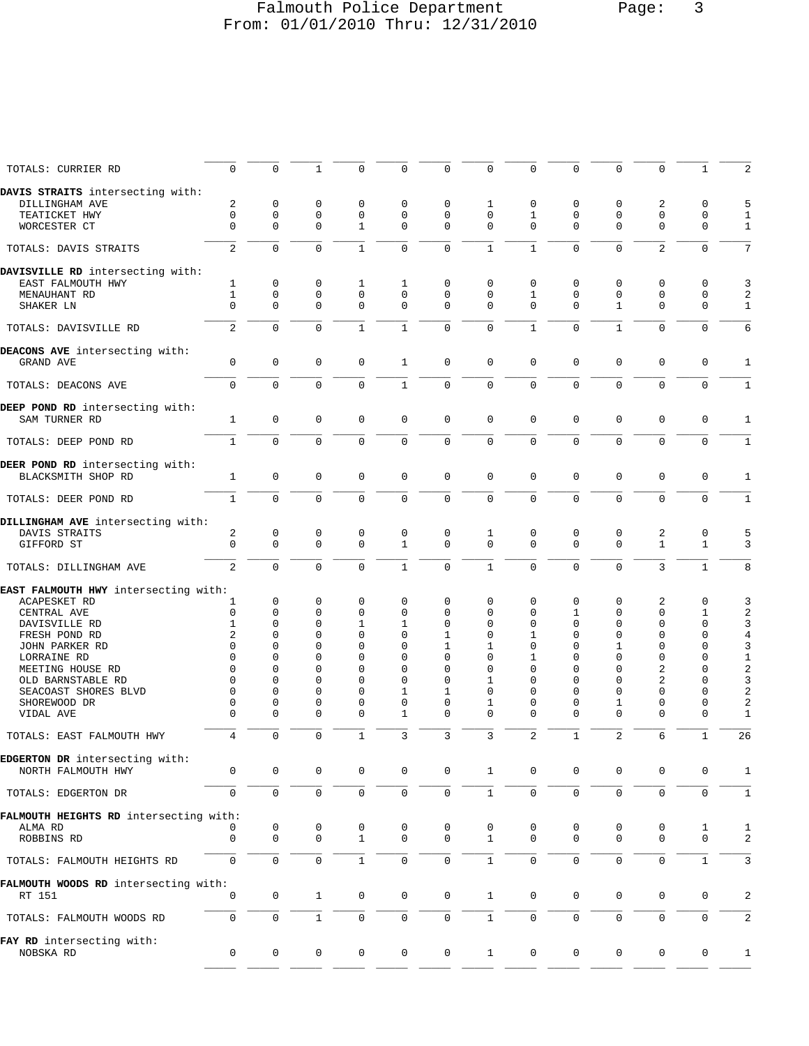| | | | | | | | | | | | | | |
|---|---|---|---|---|---|---|---|---|---|---|---|---|---|
| TOTALS: CURRIER RD | 0 | 0 | 1 | 0 | 0 | 0 | 0 | 0 | 0 | 0 | 0 | 1 | 2 |
| **DAVIS STRAITS** intersecting with: | | | | | | | | | | | | | |
| DILLINGHAM AVE | 2 | 0 | 0 | 0 | 0 | 0 | 1 | 0 | 0 | 0 | 2 | 0 | 5 |
| TEATICKET HWY | 0 | 0 | 0 | 0 | 0 | 0 | 0 | 1 | 0 | 0 | 0 | 0 | 1 |
| WORCESTER CT | 0 | 0 | 0 | 1 | 0 | 0 | 0 | 0 | 0 | 0 | 0 | 0 | 1 |
| TOTALS: DAVIS STRAITS | 2 | 0 | 0 | 1 | 0 | 0 | 1 | 1 | 0 | 0 | 2 | 0 | 7 |
| **DAVISVILLE RD** intersecting with: | | | | | | | | | | | | | |
| EAST FALMOUTH HWY | 1 | 0 | 0 | 1 | 1 | 0 | 0 | 0 | 0 | 0 | 0 | 0 | 3 |
| MENAUHANT RD | 1 | 0 | 0 | 0 | 0 | 0 | 0 | 1 | 0 | 0 | 0 | 0 | 2 |
| SHAKER LN | 0 | 0 | 0 | 0 | 0 | 0 | 0 | 0 | 0 | 1 | 0 | 0 | 1 |
| TOTALS: DAVISVILLE RD | 2 | 0 | 0 | 1 | 1 | 0 | 0 | 1 | 0 | 1 | 0 | 0 | 6 |
| **DEACONS AVE** intersecting with: | | | | | | | | | | | | | |
| GRAND AVE | 0 | 0 | 0 | 0 | 1 | 0 | 0 | 0 | 0 | 0 | 0 | 0 | 1 |
| TOTALS: DEACONS AVE | 0 | 0 | 0 | 0 | 1 | 0 | 0 | 0 | 0 | 0 | 0 | 0 | 1 |
| **DEEP POND RD** intersecting with: | | | | | | | | | | | | | |
| SAM TURNER RD | 1 | 0 | 0 | 0 | 0 | 0 | 0 | 0 | 0 | 0 | 0 | 0 | 1 |
| TOTALS: DEEP POND RD | 1 | 0 | 0 | 0 | 0 | 0 | 0 | 0 | 0 | 0 | 0 | 0 | 1 |
| **DEER POND RD** intersecting with: | | | | | | | | | | | | | |
| BLACKSMITH SHOP RD | 1 | 0 | 0 | 0 | 0 | 0 | 0 | 0 | 0 | 0 | 0 | 0 | 1 |
| TOTALS: DEER POND RD | 1 | 0 | 0 | 0 | 0 | 0 | 0 | 0 | 0 | 0 | 0 | 0 | 1 |
| **DILLINGHAM AVE** intersecting with: | | | | | | | | | | | | | |
| DAVIS STRAITS | 2 | 0 | 0 | 0 | 0 | 0 | 1 | 0 | 0 | 0 | 2 | 0 | 5 |
| GIFFORD ST | 0 | 0 | 0 | 0 | 1 | 0 | 0 | 0 | 0 | 0 | 1 | 1 | 3 |
| TOTALS: DILLINGHAM AVE | 2 | 0 | 0 | 0 | 1 | 0 | 1 | 0 | 0 | 0 | 3 | 1 | 8 |
| **EAST FALMOUTH HWY** intersecting with: | | | | | | | | | | | | | |
| ACAPESKET RD | 1 | 0 | 0 | 0 | 0 | 0 | 0 | 0 | 0 | 0 | 2 | 0 | 3 |
| CENTRAL AVE | 0 | 0 | 0 | 0 | 0 | 0 | 0 | 0 | 1 | 0 | 0 | 1 | 2 |
| DAVISVILLE RD | 1 | 0 | 0 | 1 | 1 | 0 | 0 | 0 | 0 | 0 | 0 | 0 | 3 |
| FRESH POND RD | 2 | 0 | 0 | 0 | 0 | 1 | 0 | 1 | 0 | 0 | 0 | 0 | 4 |
| JOHN PARKER RD | 0 | 0 | 0 | 0 | 0 | 1 | 1 | 0 | 0 | 1 | 0 | 0 | 3 |
| LORRAINE RD | 0 | 0 | 0 | 0 | 0 | 0 | 0 | 1 | 0 | 0 | 0 | 0 | 1 |
| MEETING HOUSE RD | 0 | 0 | 0 | 0 | 0 | 0 | 0 | 0 | 0 | 0 | 2 | 0 | 2 |
| OLD BARNSTABLE RD | 0 | 0 | 0 | 0 | 0 | 0 | 1 | 0 | 0 | 0 | 2 | 0 | 3 |
| SEACOAST SHORES BLVD | 0 | 0 | 0 | 0 | 1 | 1 | 0 | 0 | 0 | 0 | 0 | 0 | 2 |
| SHOREWOOD DR | 0 | 0 | 0 | 0 | 0 | 0 | 1 | 0 | 0 | 1 | 0 | 0 | 2 |
| VIDAL AVE | 0 | 0 | 0 | 0 | 1 | 0 | 0 | 0 | 0 | 0 | 0 | 0 | 1 |
| TOTALS: EAST FALMOUTH HWY | 4 | 0 | 0 | 1 | 3 | 3 | 3 | 2 | 1 | 2 | 6 | 1 | 26 |
| **EDGERTON DR** intersecting with: | | | | | | | | | | | | | |
| NORTH FALMOUTH HWY | 0 | 0 | 0 | 0 | 0 | 0 | 1 | 0 | 0 | 0 | 0 | 0 | 1 |
| TOTALS: EDGERTON DR | 0 | 0 | 0 | 0 | 0 | 0 | 1 | 0 | 0 | 0 | 0 | 0 | 1 |
| **FALMOUTH HEIGHTS RD** intersecting with: | | | | | | | | | | | | | |
| ALMA RD | 0 | 0 | 0 | 0 | 0 | 0 | 0 | 0 | 0 | 0 | 0 | 1 | 1 |
| ROBBINS RD | 0 | 0 | 0 | 1 | 0 | 0 | 1 | 0 | 0 | 0 | 0 | 0 | 2 |
| TOTALS: FALMOUTH HEIGHTS RD | 0 | 0 | 0 | 1 | 0 | 0 | 1 | 0 | 0 | 0 | 0 | 1 | 3 |
| **FALMOUTH WOODS RD** intersecting with: | | | | | | | | | | | | | |
| RT 151 | 0 | 0 | 1 | 0 | 0 | 0 | 1 | 0 | 0 | 0 | 0 | 0 | 2 |
| TOTALS: FALMOUTH WOODS RD | 0 | 0 | 1 | 0 | 0 | 0 | 1 | 0 | 0 | 0 | 0 | 0 | 2 |
| **FAY RD** intersecting with: | | | | | | | | | | | | | |
| NOBSKA RD | 0 | 0 | 0 | 0 | 0 | 0 | 1 | 0 | 0 | 0 | 0 | 0 | 1 |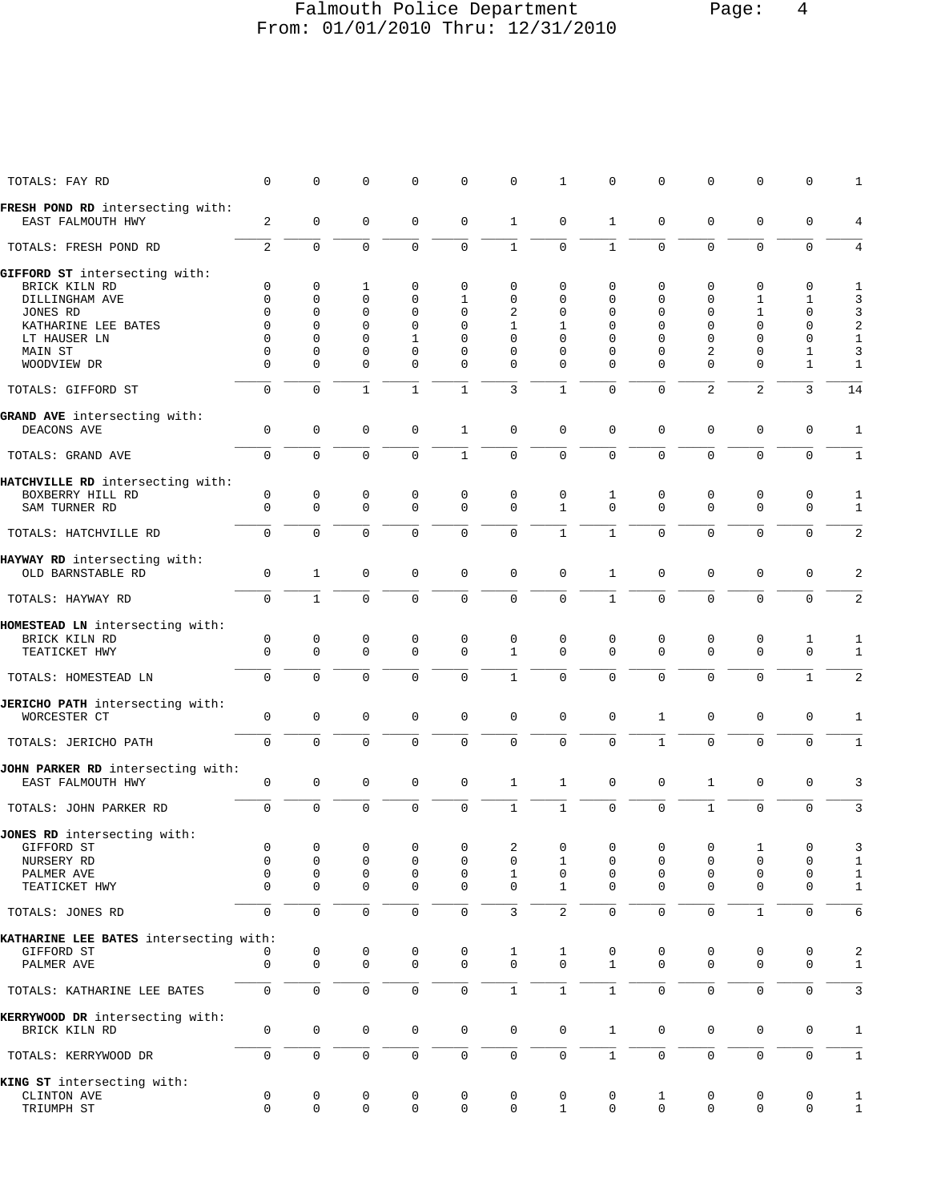# Falmouth Police Department

From: 01/01/2010 Thru: 12/31/2010

| | | | | | | | | | | | | | |
|---|---|---|---|---|---|---|---|---|---|---|---|---|---|
| TOTALS: FAY RD | 0 | 0 | 0 | 0 | 0 | 0 | 1 | 0 | 0 | 0 | 0 | 0 | 1 |
| **FRESH POND RD** intersecting with: | | | | | | | | | | | | | |
| EAST FALMOUTH HWY | 2 | 0 | 0 | 0 | 0 | 1 | 0 | 1 | 0 | 0 | 0 | 0 | 4 |
| TOTALS: FRESH POND RD | 2 | 0 | 0 | 0 | 0 | 1 | 0 | 1 | 0 | 0 | 0 | 0 | 4 |
| **GIFFORD ST** intersecting with: | | | | | | | | | | | | | |
| BRICK KILN RD | 0 | 0 | 1 | 0 | 0 | 0 | 0 | 0 | 0 | 0 | 0 | 0 | 1 |
| DILLINGHAM AVE | 0 | 0 | 0 | 0 | 1 | 0 | 0 | 0 | 0 | 0 | 1 | 1 | 3 |
| JONES RD | 0 | 0 | 0 | 0 | 0 | 2 | 0 | 0 | 0 | 0 | 1 | 0 | 3 |
| KATHARINE LEE BATES | 0 | 0 | 0 | 0 | 0 | 1 | 1 | 0 | 0 | 0 | 0 | 0 | 2 |
| LT HAUSER LN | 0 | 0 | 0 | 1 | 0 | 0 | 0 | 0 | 0 | 0 | 0 | 0 | 1 |
| MAIN ST | 0 | 0 | 0 | 0 | 0 | 0 | 0 | 0 | 0 | 2 | 0 | 1 | 3 |
| WOODVIEW DR | 0 | 0 | 0 | 0 | 0 | 0 | 0 | 0 | 0 | 0 | 0 | 1 | 1 |
| TOTALS: GIFFORD ST | 0 | 0 | 1 | 1 | 1 | 3 | 1 | 0 | 0 | 2 | 2 | 3 | 14 |
| **GRAND AVE** intersecting with: | | | | | | | | | | | | | |
| DEACONS AVE | 0 | 0 | 0 | 0 | 1 | 0 | 0 | 0 | 0 | 0 | 0 | 0 | 1 |
| TOTALS: GRAND AVE | 0 | 0 | 0 | 0 | 1 | 0 | 0 | 0 | 0 | 0 | 0 | 0 | 1 |
| **HATCHVILLE RD** intersecting with: | | | | | | | | | | | | | |
| BOXBERRY HILL RD | 0 | 0 | 0 | 0 | 0 | 0 | 0 | 1 | 0 | 0 | 0 | 0 | 1 |
| SAM TURNER RD | 0 | 0 | 0 | 0 | 0 | 0 | 1 | 0 | 0 | 0 | 0 | 0 | 1 |
| TOTALS: HATCHVILLE RD | 0 | 0 | 0 | 0 | 0 | 0 | 1 | 1 | 0 | 0 | 0 | 0 | 2 |
| **HAYWAY RD** intersecting with: | | | | | | | | | | | | | |
| OLD BARNSTABLE RD | 0 | 1 | 0 | 0 | 0 | 0 | 0 | 1 | 0 | 0 | 0 | 0 | 2 |
| TOTALS: HAYWAY RD | 0 | 1 | 0 | 0 | 0 | 0 | 0 | 1 | 0 | 0 | 0 | 0 | 2 |
| **HOMESTEAD LN** intersecting with: | | | | | | | | | | | | | |
| BRICK KILN RD | 0 | 0 | 0 | 0 | 0 | 0 | 0 | 0 | 0 | 0 | 0 | 1 | 1 |
| TEATICKET HWY | 0 | 0 | 0 | 0 | 0 | 1 | 0 | 0 | 0 | 0 | 0 | 0 | 1 |
| TOTALS: HOMESTEAD LN | 0 | 0 | 0 | 0 | 0 | 1 | 0 | 0 | 0 | 0 | 0 | 1 | 2 |
| **JERICHO PATH** intersecting with: | | | | | | | | | | | | | |
| WORCESTER CT | 0 | 0 | 0 | 0 | 0 | 0 | 0 | 0 | 1 | 0 | 0 | 0 | 1 |
| TOTALS: JERICHO PATH | 0 | 0 | 0 | 0 | 0 | 0 | 0 | 0 | 1 | 0 | 0 | 0 | 1 |
| **JOHN PARKER RD** intersecting with: | | | | | | | | | | | | | |
| EAST FALMOUTH HWY | 0 | 0 | 0 | 0 | 0 | 1 | 1 | 0 | 0 | 1 | 0 | 0 | 3 |
| TOTALS: JOHN PARKER RD | 0 | 0 | 0 | 0 | 0 | 1 | 1 | 0 | 0 | 1 | 0 | 0 | 3 |
| **JONES RD** intersecting with: | | | | | | | | | | | | | |
| GIFFORD ST | 0 | 0 | 0 | 0 | 0 | 2 | 0 | 0 | 0 | 0 | 1 | 0 | 3 |
| NURSERY RD | 0 | 0 | 0 | 0 | 0 | 0 | 1 | 0 | 0 | 0 | 0 | 0 | 1 |
| PALMER AVE | 0 | 0 | 0 | 0 | 0 | 1 | 0 | 0 | 0 | 0 | 0 | 0 | 1 |
| TEATICKET HWY | 0 | 0 | 0 | 0 | 0 | 0 | 1 | 0 | 0 | 0 | 0 | 0 | 1 |
| TOTALS: JONES RD | 0 | 0 | 0 | 0 | 0 | 3 | 2 | 0 | 0 | 0 | 1 | 0 | 6 |
| **KATHARINE LEE BATES** intersecting with: | | | | | | | | | | | | | |
| GIFFORD ST | 0 | 0 | 0 | 0 | 0 | 1 | 1 | 0 | 0 | 0 | 0 | 0 | 2 |
| PALMER AVE | 0 | 0 | 0 | 0 | 0 | 0 | 0 | 1 | 0 | 0 | 0 | 0 | 1 |
| TOTALS: KATHARINE LEE BATES | 0 | 0 | 0 | 0 | 0 | 1 | 1 | 1 | 0 | 0 | 0 | 0 | 3 |
| **KERRYWOOD DR** intersecting with: | | | | | | | | | | | | | |
| BRICK KILN RD | 0 | 0 | 0 | 0 | 0 | 0 | 0 | 1 | 0 | 0 | 0 | 0 | 1 |
| TOTALS: KERRYWOOD DR | 0 | 0 | 0 | 0 | 0 | 0 | 0 | 1 | 0 | 0 | 0 | 0 | 1 |
| **KING ST** intersecting with: | | | | | | | | | | | | | |
| CLINTON AVE | 0 | 0 | 0 | 0 | 0 | 0 | 0 | 0 | 1 | 0 | 0 | 0 | 1 |
| TRIUMPH ST | 0 | 0 | 0 | 0 | 0 | 0 | 1 | 0 | 0 | 0 | 0 | 0 | 1 |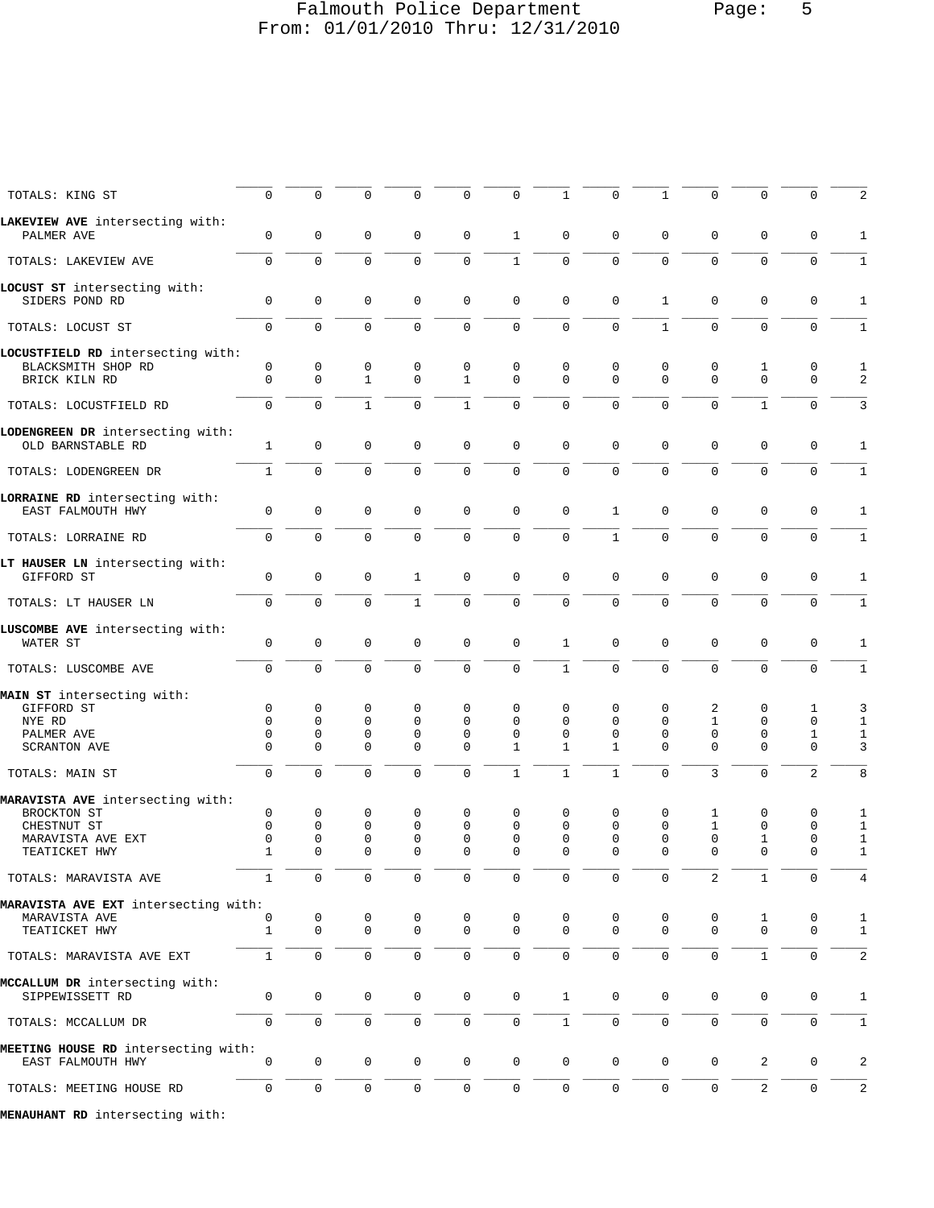| | | | | | | | | | | | | | |
|---|---|---|---|---|---|---|---|---|---|---|---|---|---|
| TOTALS: KING ST | 0 | 0 | 0 | 0 | 0 | 0 | 1 | 0 | 1 | 0 | 0 | 0 | 2 |
| **LAKEVIEW AVE** intersecting with: | | | | | | | | | | | | | |
| PALMER AVE | 0 | 0 | 0 | 0 | 0 | 1 | 0 | 0 | 0 | 0 | 0 | 0 | 1 |
| TOTALS: LAKEVIEW AVE | 0 | 0 | 0 | 0 | 0 | 1 | 0 | 0 | 0 | 0 | 0 | 0 | 1 |
| **LOCUST ST** intersecting with: | | | | | | | | | | | | | |
| SIDERS POND RD | 0 | 0 | 0 | 0 | 0 | 0 | 0 | 0 | 1 | 0 | 0 | 0 | 1 |
| TOTALS: LOCUST ST | 0 | 0 | 0 | 0 | 0 | 0 | 0 | 0 | 1 | 0 | 0 | 0 | 1 |
| **LOCUSTFIELD RD** intersecting with: | | | | | | | | | | | | | |
| BLACKSMITH SHOP RD | 0 | 0 | 0 | 0 | 0 | 0 | 0 | 0 | 0 | 0 | 1 | 0 | 1 |
| BRICK KILN RD | 0 | 0 | 1 | 0 | 1 | 0 | 0 | 0 | 0 | 0 | 0 | 0 | 2 |
| TOTALS: LOCUSTFIELD RD | 0 | 0 | 1 | 0 | 1 | 0 | 0 | 0 | 0 | 0 | 1 | 0 | 3 |
| **LODENGREEN DR** intersecting with: | | | | | | | | | | | | | |
| OLD BARNSTABLE RD | 1 | 0 | 0 | 0 | 0 | 0 | 0 | 0 | 0 | 0 | 0 | 0 | 1 |
| TOTALS: LODENGREEN DR | 1 | 0 | 0 | 0 | 0 | 0 | 0 | 0 | 0 | 0 | 0 | 0 | 1 |
| **LORRAINE RD** intersecting with: | | | | | | | | | | | | | |
| EAST FALMOUTH HWY | 0 | 0 | 0 | 0 | 0 | 0 | 0 | 1 | 0 | 0 | 0 | 0 | 1 |
| TOTALS: LORRAINE RD | 0 | 0 | 0 | 0 | 0 | 0 | 0 | 1 | 0 | 0 | 0 | 0 | 1 |
| **LT HAUSER LN** intersecting with: | | | | | | | | | | | | | |
| GIFFORD ST | 0 | 0 | 0 | 1 | 0 | 0 | 0 | 0 | 0 | 0 | 0 | 0 | 1 |
| TOTALS: LT HAUSER LN | 0 | 0 | 0 | 1 | 0 | 0 | 0 | 0 | 0 | 0 | 0 | 0 | 1 |
| **LUSCOMBE AVE** intersecting with: | | | | | | | | | | | | | |
| WATER ST | 0 | 0 | 0 | 0 | 0 | 0 | 1 | 0 | 0 | 0 | 0 | 0 | 1 |
| TOTALS: LUSCOMBE AVE | 0 | 0 | 0 | 0 | 0 | 0 | 1 | 0 | 0 | 0 | 0 | 0 | 1 |
| **MAIN ST** intersecting with: | | | | | | | | | | | | | |
| GIFFORD ST | 0 | 0 | 0 | 0 | 0 | 0 | 0 | 0 | 0 | 2 | 0 | 1 | 3 |
| NYE RD | 0 | 0 | 0 | 0 | 0 | 0 | 0 | 0 | 0 | 1 | 0 | 0 | 1 |
| PALMER AVE | 0 | 0 | 0 | 0 | 0 | 0 | 0 | 0 | 0 | 0 | 0 | 1 | 1 |
| SCRANTON AVE | 0 | 0 | 0 | 0 | 0 | 1 | 1 | 1 | 0 | 0 | 0 | 0 | 3 |
| TOTALS: MAIN ST | 0 | 0 | 0 | 0 | 0 | 1 | 1 | 1 | 0 | 3 | 0 | 2 | 8 |
| **MARAVISTA AVE** intersecting with: | | | | | | | | | | | | | |
| BROCKTON ST | 0 | 0 | 0 | 0 | 0 | 0 | 0 | 0 | 0 | 1 | 0 | 0 | 1 |
| CHESTNUT ST | 0 | 0 | 0 | 0 | 0 | 0 | 0 | 0 | 0 | 1 | 0 | 0 | 1 |
| MARAVISTA AVE EXT | 0 | 0 | 0 | 0 | 0 | 0 | 0 | 0 | 0 | 0 | 1 | 0 | 1 |
| TEATICKET HWY | 1 | 0 | 0 | 0 | 0 | 0 | 0 | 0 | 0 | 0 | 0 | 0 | 1 |
| TOTALS: MARAVISTA AVE | 1 | 0 | 0 | 0 | 0 | 0 | 0 | 0 | 0 | 2 | 1 | 0 | 4 |
| **MARAVISTA AVE EXT** intersecting with: | | | | | | | | | | | | | |
| MARAVISTA AVE | 0 | 0 | 0 | 0 | 0 | 0 | 0 | 0 | 0 | 0 | 1 | 0 | 1 |
| TEATICKET HWY | 1 | 0 | 0 | 0 | 0 | 0 | 0 | 0 | 0 | 0 | 0 | 0 | 1 |
| TOTALS: MARAVISTA AVE EXT | 1 | 0 | 0 | 0 | 0 | 0 | 0 | 0 | 0 | 0 | 1 | 0 | 2 |
| **MCCALLUM DR** intersecting with: | | | | | | | | | | | | | |
| SIPPEWISSETT RD | 0 | 0 | 0 | 0 | 0 | 0 | 1 | 0 | 0 | 0 | 0 | 0 | 1 |
| TOTALS: MCCALLUM DR | 0 | 0 | 0 | 0 | 0 | 0 | 1 | 0 | 0 | 0 | 0 | 0 | 1 |
| **MEETING HOUSE RD** intersecting with: | | | | | | | | | | | | | |
| EAST FALMOUTH HWY | 0 | 0 | 0 | 0 | 0 | 0 | 0 | 0 | 0 | 0 | 2 | 0 | 2 |
| TOTALS: MEETING HOUSE RD | 0 | 0 | 0 | 0 | 0 | 0 | 0 | 0 | 0 | 0 | 2 | 0 | 2 |

**MENAUHANT RD** intersecting with: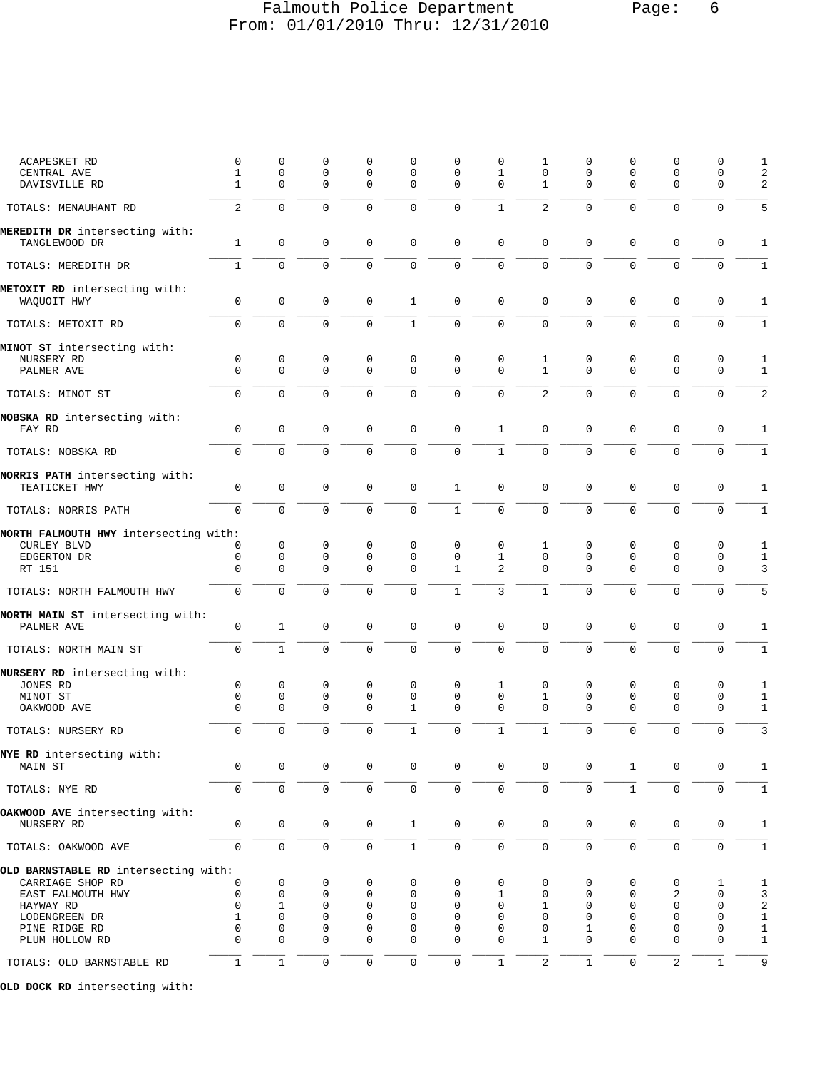| | | | | | | | | | | | | | |
|---|---|---|---|---|---|---|---|---|---|---|---|---|---|
| ACAPESKET RD | 0 | 0 | 0 | 0 | 0 | 0 | 0 | 1 | 0 | 0 | 0 | 0 | 1 |
| CENTRAL AVE | 1 | 0 | 0 | 0 | 0 | 0 | 1 | 0 | 0 | 0 | 0 | 0 | 2 |
| DAVISVILLE RD | 1 | 0 | 0 | 0 | 0 | 0 | 0 | 1 | 0 | 0 | 0 | 0 | 2 |
| TOTALS: MENAUHANT RD | 2 | 0 | 0 | 0 | 0 | 0 | 1 | 2 | 0 | 0 | 0 | 0 | 5 |
| **MEREDITH DR** intersecting with: | | | | | | | | | | | | | |
| TANGLEWOOD DR | 1 | 0 | 0 | 0 | 0 | 0 | 0 | 0 | 0 | 0 | 0 | 0 | 1 |
| TOTALS: MEREDITH DR | 1 | 0 | 0 | 0 | 0 | 0 | 0 | 0 | 0 | 0 | 0 | 0 | 1 |
| **METOXIT RD** intersecting with: | | | | | | | | | | | | | |
| WAQUOIT HWY | 0 | 0 | 0 | 0 | 1 | 0 | 0 | 0 | 0 | 0 | 0 | 0 | 1 |
| TOTALS: METOXIT RD | 0 | 0 | 0 | 0 | 1 | 0 | 0 | 0 | 0 | 0 | 0 | 0 | 1 |
| **MINOT ST** intersecting with: | | | | | | | | | | | | | |
| NURSERY RD | 0 | 0 | 0 | 0 | 0 | 0 | 0 | 1 | 0 | 0 | 0 | 0 | 1 |
| PALMER AVE | 0 | 0 | 0 | 0 | 0 | 0 | 0 | 1 | 0 | 0 | 0 | 0 | 1 |
| TOTALS: MINOT ST | 0 | 0 | 0 | 0 | 0 | 0 | 0 | 2 | 0 | 0 | 0 | 0 | 2 |
| **NOBSKA RD** intersecting with: | | | | | | | | | | | | | |
| FAY RD | 0 | 0 | 0 | 0 | 0 | 0 | 1 | 0 | 0 | 0 | 0 | 0 | 1 |
| TOTALS: NOBSKA RD | 0 | 0 | 0 | 0 | 0 | 0 | 1 | 0 | 0 | 0 | 0 | 0 | 1 |
| **NORRIS PATH** intersecting with: | | | | | | | | | | | | | |
| TEATICKET HWY | 0 | 0 | 0 | 0 | 0 | 1 | 0 | 0 | 0 | 0 | 0 | 0 | 1 |
| TOTALS: NORRIS PATH | 0 | 0 | 0 | 0 | 0 | 1 | 0 | 0 | 0 | 0 | 0 | 0 | 1 |
| **NORTH FALMOUTH HWY** intersecting with: | | | | | | | | | | | | | |
| CURLEY BLVD | 0 | 0 | 0 | 0 | 0 | 0 | 0 | 1 | 0 | 0 | 0 | 0 | 1 |
| EDGERTON DR | 0 | 0 | 0 | 0 | 0 | 0 | 1 | 0 | 0 | 0 | 0 | 0 | 1 |
| RT 151 | 0 | 0 | 0 | 0 | 0 | 1 | 2 | 0 | 0 | 0 | 0 | 0 | 3 |
| TOTALS: NORTH FALMOUTH HWY | 0 | 0 | 0 | 0 | 0 | 1 | 3 | 1 | 0 | 0 | 0 | 0 | 5 |
| **NORTH MAIN ST** intersecting with: | | | | | | | | | | | | | |
| PALMER AVE | 0 | 1 | 0 | 0 | 0 | 0 | 0 | 0 | 0 | 0 | 0 | 0 | 1 |
| TOTALS: NORTH MAIN ST | 0 | 1 | 0 | 0 | 0 | 0 | 0 | 0 | 0 | 0 | 0 | 0 | 1 |
| **NURSERY RD** intersecting with: | | | | | | | | | | | | | |
| JONES RD | 0 | 0 | 0 | 0 | 0 | 0 | 1 | 0 | 0 | 0 | 0 | 0 | 1 |
| MINOT ST | 0 | 0 | 0 | 0 | 0 | 0 | 0 | 1 | 0 | 0 | 0 | 0 | 1 |
| OAKWOOD AVE | 0 | 0 | 0 | 0 | 1 | 0 | 0 | 0 | 0 | 0 | 0 | 0 | 1 |
| TOTALS: NURSERY RD | 0 | 0 | 0 | 0 | 1 | 0 | 1 | 1 | 0 | 0 | 0 | 0 | 3 |
| **NYE RD** intersecting with: | | | | | | | | | | | | | |
| MAIN ST | 0 | 0 | 0 | 0 | 0 | 0 | 0 | 0 | 0 | 1 | 0 | 0 | 1 |
| TOTALS: NYE RD | 0 | 0 | 0 | 0 | 0 | 0 | 0 | 0 | 0 | 1 | 0 | 0 | 1 |
| **OAKWOOD AVE** intersecting with: | | | | | | | | | | | | | |
| NURSERY RD | 0 | 0 | 0 | 0 | 1 | 0 | 0 | 0 | 0 | 0 | 0 | 0 | 1 |
| TOTALS: OAKWOOD AVE | 0 | 0 | 0 | 0 | 1 | 0 | 0 | 0 | 0 | 0 | 0 | 0 | 1 |
| **OLD BARNSTABLE RD** intersecting with: | | | | | | | | | | | | | |
| CARRIAGE SHOP RD | 0 | 0 | 0 | 0 | 0 | 0 | 0 | 0 | 0 | 0 | 0 | 1 | 1 |
| EAST FALMOUTH HWY | 0 | 0 | 0 | 0 | 0 | 0 | 1 | 0 | 0 | 0 | 2 | 0 | 3 |
| HAYWAY RD | 0 | 1 | 0 | 0 | 0 | 0 | 0 | 1 | 0 | 0 | 0 | 0 | 2 |
| LODENGREEN DR | 1 | 0 | 0 | 0 | 0 | 0 | 0 | 0 | 0 | 0 | 0 | 0 | 1 |
| PINE RIDGE RD | 0 | 0 | 0 | 0 | 0 | 0 | 0 | 0 | 1 | 0 | 0 | 0 | 1 |
| PLUM HOLLOW RD | 0 | 0 | 0 | 0 | 0 | 0 | 0 | 1 | 0 | 0 | 0 | 0 | 1 |
| TOTALS: OLD BARNSTABLE RD | 1 | 1 | 0 | 0 | 0 | 0 | 1 | 2 | 1 | 0 | 2 | 1 | 9 |

**OLD DOCK RD** intersecting with: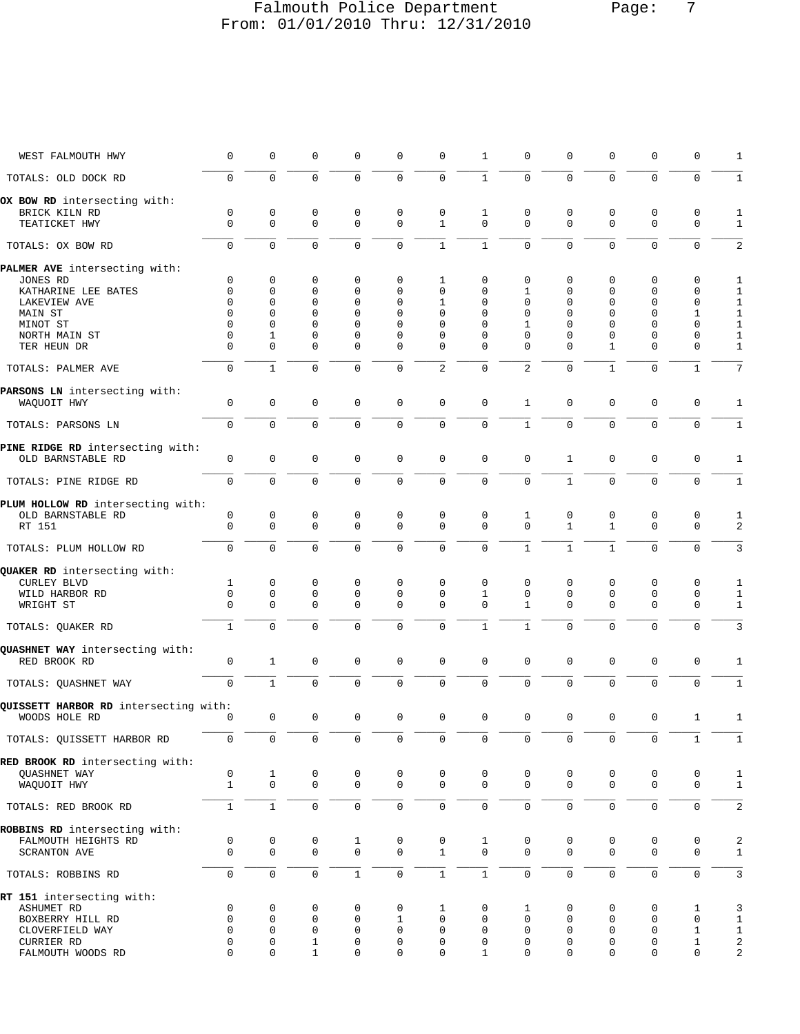Falmouth Police Department
From: 01/01/2010 Thru: 12/31/2010

| | | | | | | | | | | | | | |
|---|---|---|---|---|---|---|---|---|---|---|---|---|---|
| WEST FALMOUTH HWY | 0 | 0 | 0 | 0 | 0 | 0 | 1 | 0 | 0 | 0 | 0 | 0 | 1 |
| TOTALS: OLD DOCK RD | 0 | 0 | 0 | 0 | 0 | 0 | 1 | 0 | 0 | 0 | 0 | 0 | 1 |
| **OX BOW RD** intersecting with: | | | | | | | | | | | | | |
| BRICK KILN RD | 0 | 0 | 0 | 0 | 0 | 0 | 1 | 0 | 0 | 0 | 0 | 0 | 1 |
| TEATICKET HWY | 0 | 0 | 0 | 0 | 0 | 1 | 0 | 0 | 0 | 0 | 0 | 0 | 1 |
| TOTALS: OX BOW RD | 0 | 0 | 0 | 0 | 0 | 1 | 1 | 0 | 0 | 0 | 0 | 0 | 2 |
| **PALMER AVE** intersecting with: | | | | | | | | | | | | | |
| JONES RD | 0 | 0 | 0 | 0 | 0 | 1 | 0 | 0 | 0 | 0 | 0 | 0 | 1 |
| KATHARINE LEE BATES | 0 | 0 | 0 | 0 | 0 | 0 | 0 | 1 | 0 | 0 | 0 | 0 | 1 |
| LAKEVIEW AVE | 0 | 0 | 0 | 0 | 0 | 1 | 0 | 0 | 0 | 0 | 0 | 0 | 1 |
| MAIN ST | 0 | 0 | 0 | 0 | 0 | 0 | 0 | 0 | 0 | 0 | 0 | 1 | 1 |
| MINOT ST | 0 | 0 | 0 | 0 | 0 | 0 | 0 | 1 | 0 | 0 | 0 | 0 | 1 |
| NORTH MAIN ST | 0 | 1 | 0 | 0 | 0 | 0 | 0 | 0 | 0 | 0 | 0 | 0 | 1 |
| TER HEUN DR | 0 | 0 | 0 | 0 | 0 | 0 | 0 | 0 | 0 | 1 | 0 | 0 | 1 |
| TOTALS: PALMER AVE | 0 | 1 | 0 | 0 | 0 | 2 | 0 | 2 | 0 | 1 | 0 | 1 | 7 |
| **PARSONS LN** intersecting with: | | | | | | | | | | | | | |
| WAQUOIT HWY | 0 | 0 | 0 | 0 | 0 | 0 | 0 | 1 | 0 | 0 | 0 | 0 | 1 |
| TOTALS: PARSONS LN | 0 | 0 | 0 | 0 | 0 | 0 | 0 | 1 | 0 | 0 | 0 | 0 | 1 |
| **PINE RIDGE RD** intersecting with: | | | | | | | | | | | | | |
| OLD BARNSTABLE RD | 0 | 0 | 0 | 0 | 0 | 0 | 0 | 0 | 1 | 0 | 0 | 0 | 1 |
| TOTALS: PINE RIDGE RD | 0 | 0 | 0 | 0 | 0 | 0 | 0 | 0 | 1 | 0 | 0 | 0 | 1 |
| **PLUM HOLLOW RD** intersecting with: | | | | | | | | | | | | | |
| OLD BARNSTABLE RD | 0 | 0 | 0 | 0 | 0 | 0 | 0 | 1 | 0 | 0 | 0 | 0 | 1 |
| RT 151 | 0 | 0 | 0 | 0 | 0 | 0 | 0 | 0 | 1 | 1 | 0 | 0 | 2 |
| TOTALS: PLUM HOLLOW RD | 0 | 0 | 0 | 0 | 0 | 0 | 0 | 1 | 1 | 1 | 0 | 0 | 3 |
| **QUAKER RD** intersecting with: | | | | | | | | | | | | | |
| CURLEY BLVD | 1 | 0 | 0 | 0 | 0 | 0 | 0 | 0 | 0 | 0 | 0 | 0 | 1 |
| WILD HARBOR RD | 0 | 0 | 0 | 0 | 0 | 0 | 1 | 0 | 0 | 0 | 0 | 0 | 1 |
| WRIGHT ST | 0 | 0 | 0 | 0 | 0 | 0 | 0 | 1 | 0 | 0 | 0 | 0 | 1 |
| TOTALS: QUAKER RD | 1 | 0 | 0 | 0 | 0 | 0 | 1 | 1 | 0 | 0 | 0 | 0 | 3 |
| **QUASHNET WAY** intersecting with: | | | | | | | | | | | | | |
| RED BROOK RD | 0 | 1 | 0 | 0 | 0 | 0 | 0 | 0 | 0 | 0 | 0 | 0 | 1 |
| TOTALS: QUASHNET WAY | 0 | 1 | 0 | 0 | 0 | 0 | 0 | 0 | 0 | 0 | 0 | 0 | 1 |
| **QUISSETT HARBOR RD** intersecting with: | | | | | | | | | | | | | |
| WOODS HOLE RD | 0 | 0 | 0 | 0 | 0 | 0 | 0 | 0 | 0 | 0 | 0 | 1 | 1 |
| TOTALS: QUISSETT HARBOR RD | 0 | 0 | 0 | 0 | 0 | 0 | 0 | 0 | 0 | 0 | 0 | 1 | 1 |
| **RED BROOK RD** intersecting with: | | | | | | | | | | | | | |
| QUASHNET WAY | 0 | 1 | 0 | 0 | 0 | 0 | 0 | 0 | 0 | 0 | 0 | 0 | 1 |
| WAQUOIT HWY | 1 | 0 | 0 | 0 | 0 | 0 | 0 | 0 | 0 | 0 | 0 | 0 | 1 |
| TOTALS: RED BROOK RD | 1 | 1 | 0 | 0 | 0 | 0 | 0 | 0 | 0 | 0 | 0 | 0 | 2 |
| **ROBBINS RD** intersecting with: | | | | | | | | | | | | | |
| FALMOUTH HEIGHTS RD | 0 | 0 | 0 | 1 | 0 | 0 | 1 | 0 | 0 | 0 | 0 | 0 | 2 |
| SCRANTON AVE | 0 | 0 | 0 | 0 | 0 | 1 | 0 | 0 | 0 | 0 | 0 | 0 | 1 |
| TOTALS: ROBBINS RD | 0 | 0 | 0 | 1 | 0 | 1 | 1 | 0 | 0 | 0 | 0 | 0 | 3 |
| **RT 151** intersecting with: | | | | | | | | | | | | | |
| ASHUMET RD | 0 | 0 | 0 | 0 | 0 | 1 | 0 | 1 | 0 | 0 | 0 | 1 | 3 |
| BOXBERRY HILL RD | 0 | 0 | 0 | 0 | 1 | 0 | 0 | 0 | 0 | 0 | 0 | 0 | 1 |
| CLOVERFIELD WAY | 0 | 0 | 0 | 0 | 0 | 0 | 0 | 0 | 0 | 0 | 0 | 1 | 1 |
| CURRIER RD | 0 | 0 | 1 | 0 | 0 | 0 | 0 | 0 | 0 | 0 | 0 | 1 | 2 |
| FALMOUTH WOODS RD | 0 | 0 | 1 | 0 | 0 | 0 | 1 | 0 | 0 | 0 | 0 | 0 | 2 |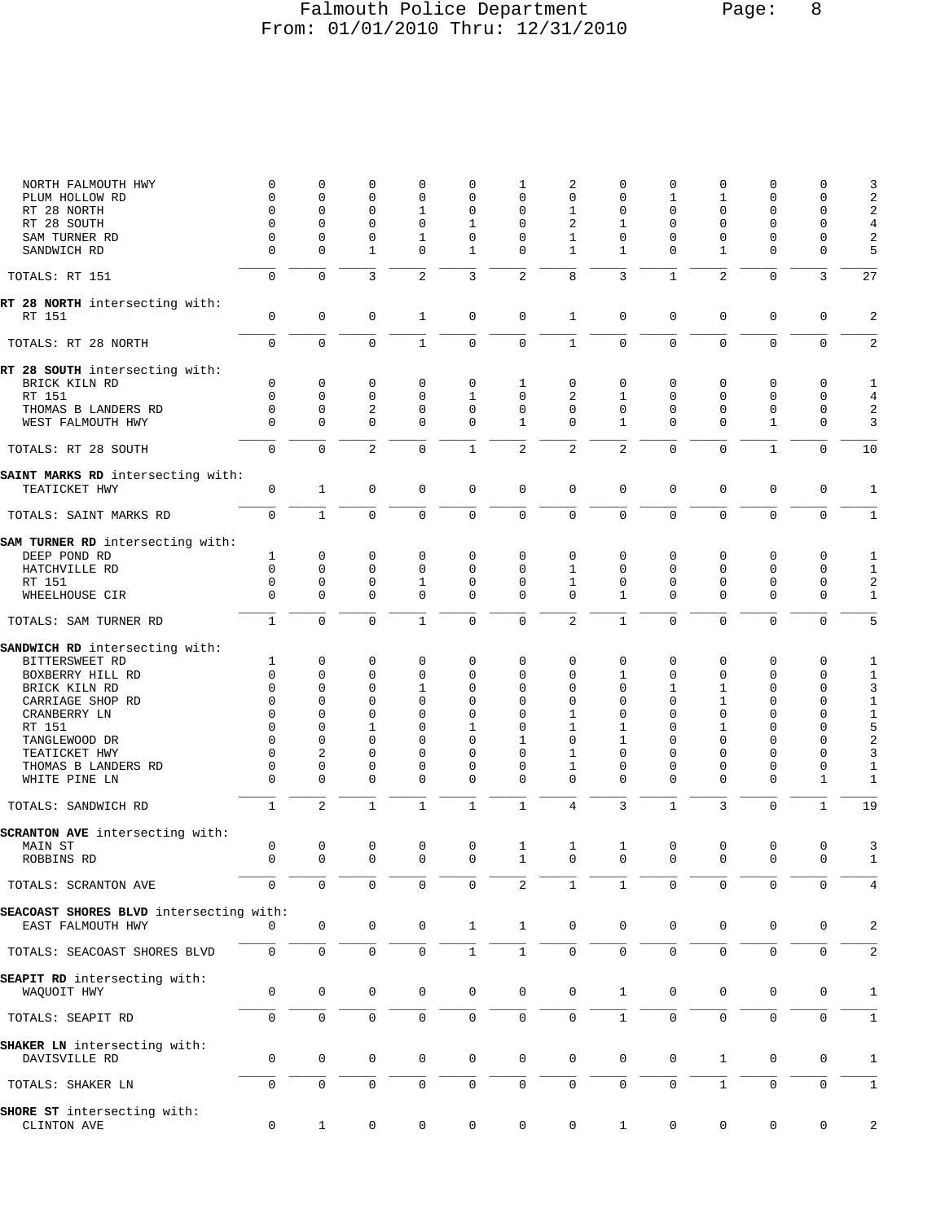# Falmouth Police Department
From: 01/01/2010 Thru: 12/31/2010

| | | | | | | | | | | | | | |
|---|---|---|---|---|---|---|---|---|---|---|---|---|---|
| NORTH FALMOUTH HWY | 0 | 0 | 0 | 0 | 0 | 1 | 2 | 0 | 0 | 0 | 0 | 0 | 3 |
| PLUM HOLLOW RD | 0 | 0 | 0 | 0 | 0 | 0 | 0 | 0 | 1 | 1 | 0 | 0 | 2 |
| RT 28 NORTH | 0 | 0 | 0 | 1 | 0 | 0 | 1 | 0 | 0 | 0 | 0 | 0 | 2 |
| RT 28 SOUTH | 0 | 0 | 0 | 0 | 1 | 0 | 2 | 1 | 0 | 0 | 0 | 0 | 4 |
| SAM TURNER RD | 0 | 0 | 0 | 1 | 0 | 0 | 1 | 0 | 0 | 0 | 0 | 0 | 2 |
| SANDWICH RD | 0 | 0 | 1 | 0 | 1 | 0 | 1 | 1 | 0 | 1 | 0 | 0 | 5 |
| TOTALS: RT 151 | 0 | 0 | 3 | 2 | 3 | 2 | 8 | 3 | 1 | 2 | 0 | 3 | 27 |
| **RT 28 NORTH** intersecting with: | | | | | | | | | | | | | |
| RT 151 | 0 | 0 | 0 | 1 | 0 | 0 | 1 | 0 | 0 | 0 | 0 | 0 | 2 |
| TOTALS: RT 28 NORTH | 0 | 0 | 0 | 1 | 0 | 0 | 1 | 0 | 0 | 0 | 0 | 0 | 2 |
| **RT 28 SOUTH** intersecting with: | | | | | | | | | | | | | |
| BRICK KILN RD | 0 | 0 | 0 | 0 | 0 | 1 | 0 | 0 | 0 | 0 | 0 | 0 | 1 |
| RT 151 | 0 | 0 | 0 | 0 | 1 | 0 | 2 | 1 | 0 | 0 | 0 | 0 | 4 |
| THOMAS B LANDERS RD | 0 | 0 | 2 | 0 | 0 | 0 | 0 | 0 | 0 | 0 | 0 | 0 | 2 |
| WEST FALMOUTH HWY | 0 | 0 | 0 | 0 | 0 | 1 | 0 | 1 | 0 | 0 | 1 | 0 | 3 |
| TOTALS: RT 28 SOUTH | 0 | 0 | 2 | 0 | 1 | 2 | 2 | 2 | 0 | 0 | 1 | 0 | 10 |
| **SAINT MARKS RD** intersecting with: | | | | | | | | | | | | | |
| TEATICKET HWY | 0 | 1 | 0 | 0 | 0 | 0 | 0 | 0 | 0 | 0 | 0 | 0 | 1 |
| TOTALS: SAINT MARKS RD | 0 | 1 | 0 | 0 | 0 | 0 | 0 | 0 | 0 | 0 | 0 | 0 | 1 |
| **SAM TURNER RD** intersecting with: | | | | | | | | | | | | | |
| DEEP POND RD | 1 | 0 | 0 | 0 | 0 | 0 | 0 | 0 | 0 | 0 | 0 | 0 | 1 |
| HATCHVILLE RD | 0 | 0 | 0 | 0 | 0 | 0 | 1 | 0 | 0 | 0 | 0 | 0 | 1 |
| RT 151 | 0 | 0 | 0 | 1 | 0 | 0 | 1 | 0 | 0 | 0 | 0 | 0 | 2 |
| WHEELHOUSE CIR | 0 | 0 | 0 | 0 | 0 | 0 | 0 | 1 | 0 | 0 | 0 | 0 | 1 |
| TOTALS: SAM TURNER RD | 1 | 0 | 0 | 1 | 0 | 0 | 2 | 1 | 0 | 0 | 0 | 0 | 5 |
| **SANDWICH RD** intersecting with: | | | | | | | | | | | | | |
| BITTERSWEET RD | 1 | 0 | 0 | 0 | 0 | 0 | 0 | 0 | 0 | 0 | 0 | 0 | 1 |
| BOXBERRY HILL RD | 0 | 0 | 0 | 0 | 0 | 0 | 0 | 1 | 0 | 0 | 0 | 0 | 1 |
| BRICK KILN RD | 0 | 0 | 0 | 1 | 0 | 0 | 0 | 0 | 1 | 1 | 0 | 0 | 3 |
| CARRIAGE SHOP RD | 0 | 0 | 0 | 0 | 0 | 0 | 0 | 0 | 0 | 1 | 0 | 0 | 1 |
| CRANBERRY LN | 0 | 0 | 0 | 0 | 0 | 0 | 1 | 0 | 0 | 0 | 0 | 0 | 1 |
| RT 151 | 0 | 0 | 1 | 0 | 1 | 0 | 1 | 1 | 0 | 1 | 0 | 0 | 5 |
| TANGLEWOOD DR | 0 | 0 | 0 | 0 | 0 | 1 | 0 | 1 | 0 | 0 | 0 | 0 | 2 |
| TEATICKET HWY | 0 | 2 | 0 | 0 | 0 | 0 | 1 | 0 | 0 | 0 | 0 | 0 | 3 |
| THOMAS B LANDERS RD | 0 | 0 | 0 | 0 | 0 | 0 | 1 | 0 | 0 | 0 | 0 | 0 | 1 |
| WHITE PINE LN | 0 | 0 | 0 | 0 | 0 | 0 | 0 | 0 | 0 | 0 | 0 | 1 | 1 |
| TOTALS: SANDWICH RD | 1 | 2 | 1 | 1 | 1 | 1 | 4 | 3 | 1 | 3 | 0 | 1 | 19 |
| **SCRANTON AVE** intersecting with: | | | | | | | | | | | | | |
| MAIN ST | 0 | 0 | 0 | 0 | 0 | 1 | 1 | 1 | 0 | 0 | 0 | 0 | 3 |
| ROBBINS RD | 0 | 0 | 0 | 0 | 0 | 1 | 0 | 0 | 0 | 0 | 0 | 0 | 1 |
| TOTALS: SCRANTON AVE | 0 | 0 | 0 | 0 | 0 | 2 | 1 | 1 | 0 | 0 | 0 | 0 | 4 |
| **SEACOAST SHORES BLVD** intersecting with: | | | | | | | | | | | | | |
| EAST FALMOUTH HWY | 0 | 0 | 0 | 0 | 1 | 1 | 0 | 0 | 0 | 0 | 0 | 0 | 2 |
| TOTALS: SEACOAST SHORES BLVD | 0 | 0 | 0 | 0 | 1 | 1 | 0 | 0 | 0 | 0 | 0 | 0 | 2 |
| **SEAPIT RD** intersecting with: | | | | | | | | | | | | | |
| WAQUOIT HWY | 0 | 0 | 0 | 0 | 0 | 0 | 0 | 1 | 0 | 0 | 0 | 0 | 1 |
| TOTALS: SEAPIT RD | 0 | 0 | 0 | 0 | 0 | 0 | 0 | 1 | 0 | 0 | 0 | 0 | 1 |
| **SHAKER LN** intersecting with: | | | | | | | | | | | | | |
| DAVISVILLE RD | 0 | 0 | 0 | 0 | 0 | 0 | 0 | 0 | 0 | 1 | 0 | 0 | 1 |
| TOTALS: SHAKER LN | 0 | 0 | 0 | 0 | 0 | 0 | 0 | 0 | 0 | 1 | 0 | 0 | 1 |
| **SHORE ST** intersecting with: | | | | | | | | | | | | | |
| CLINTON AVE | 0 | 1 | 0 | 0 | 0 | 0 | 0 | 1 | 0 | 0 | 0 | 0 | 2 |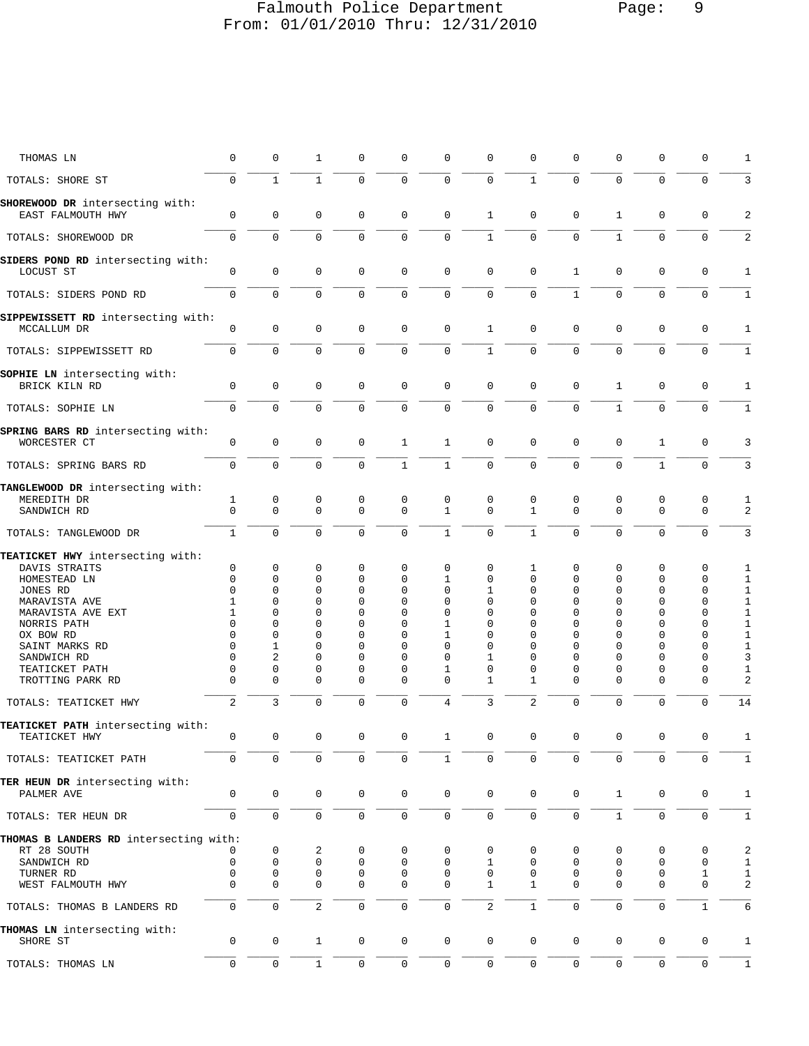| | | | | | | | | | | | | | |
|---|---|---|---|---|---|---|---|---|---|---|---|---|---|
| THOMAS LN | 0 | 0 | 1 | 0 | 0 | 0 | 0 | 0 | 0 | 0 | 0 | 0 | 1 |
| TOTALS: SHORE ST | 0 | 1 | 1 | 0 | 0 | 0 | 0 | 1 | 0 | 0 | 0 | 0 | 3 |
| **SHOREWOOD DR** intersecting with: | | | | | | | | | | | | | |
| EAST FALMOUTH HWY | 0 | 0 | 0 | 0 | 0 | 0 | 1 | 0 | 0 | 1 | 0 | 0 | 2 |
| TOTALS: SHOREWOOD DR | 0 | 0 | 0 | 0 | 0 | 0 | 1 | 0 | 0 | 1 | 0 | 0 | 2 |
| **SIDERS POND RD** intersecting with: | | | | | | | | | | | | | |
| LOCUST ST | 0 | 0 | 0 | 0 | 0 | 0 | 0 | 0 | 1 | 0 | 0 | 0 | 1 |
| TOTALS: SIDERS POND RD | 0 | 0 | 0 | 0 | 0 | 0 | 0 | 0 | 1 | 0 | 0 | 0 | 1 |
| **SIPPEWISSETT RD** intersecting with: | | | | | | | | | | | | | |
| MCCALLUM DR | 0 | 0 | 0 | 0 | 0 | 0 | 1 | 0 | 0 | 0 | 0 | 0 | 1 |
| TOTALS: SIPPEWISSETT RD | 0 | 0 | 0 | 0 | 0 | 0 | 1 | 0 | 0 | 0 | 0 | 0 | 1 |
| **SOPHIE LN** intersecting with: | | | | | | | | | | | | | |
| BRICK KILN RD | 0 | 0 | 0 | 0 | 0 | 0 | 0 | 0 | 0 | 1 | 0 | 0 | 1 |
| TOTALS: SOPHIE LN | 0 | 0 | 0 | 0 | 0 | 0 | 0 | 0 | 0 | 1 | 0 | 0 | 1 |
| **SPRING BARS RD** intersecting with: | | | | | | | | | | | | | |
| WORCESTER CT | 0 | 0 | 0 | 0 | 1 | 1 | 0 | 0 | 0 | 0 | 1 | 0 | 3 |
| TOTALS: SPRING BARS RD | 0 | 0 | 0 | 0 | 1 | 1 | 0 | 0 | 0 | 0 | 1 | 0 | 3 |
| **TANGLEWOOD DR** intersecting with: | | | | | | | | | | | | | |
| MEREDITH DR | 1 | 0 | 0 | 0 | 0 | 0 | 0 | 0 | 0 | 0 | 0 | 0 | 1 |
| SANDWICH RD | 0 | 0 | 0 | 0 | 0 | 1 | 0 | 1 | 0 | 0 | 0 | 0 | 2 |
| TOTALS: TANGLEWOOD DR | 1 | 0 | 0 | 0 | 0 | 1 | 0 | 1 | 0 | 0 | 0 | 0 | 3 |
| **TEATICKET HWY** intersecting with: | | | | | | | | | | | | | |
| DAVIS STRAITS | 0 | 0 | 0 | 0 | 0 | 0 | 0 | 1 | 0 | 0 | 0 | 0 | 1 |
| HOMESTEAD LN | 0 | 0 | 0 | 0 | 0 | 1 | 0 | 0 | 0 | 0 | 0 | 0 | 1 |
| JONES RD | 0 | 0 | 0 | 0 | 0 | 0 | 1 | 0 | 0 | 0 | 0 | 0 | 1 |
| MARAVISTA AVE | 1 | 0 | 0 | 0 | 0 | 0 | 0 | 0 | 0 | 0 | 0 | 0 | 1 |
| MARAVISTA AVE EXT | 1 | 0 | 0 | 0 | 0 | 0 | 0 | 0 | 0 | 0 | 0 | 0 | 1 |
| NORRIS PATH | 0 | 0 | 0 | 0 | 0 | 1 | 0 | 0 | 0 | 0 | 0 | 0 | 1 |
| OX BOW RD | 0 | 0 | 0 | 0 | 0 | 1 | 0 | 0 | 0 | 0 | 0 | 0 | 1 |
| SAINT MARKS RD | 0 | 1 | 0 | 0 | 0 | 0 | 0 | 0 | 0 | 0 | 0 | 0 | 1 |
| SANDWICH RD | 0 | 2 | 0 | 0 | 0 | 0 | 1 | 0 | 0 | 0 | 0 | 0 | 3 |
| TEATICKET PATH | 0 | 0 | 0 | 0 | 0 | 1 | 0 | 0 | 0 | 0 | 0 | 0 | 1 |
| TROTTING PARK RD | 0 | 0 | 0 | 0 | 0 | 0 | 1 | 1 | 0 | 0 | 0 | 0 | 2 |
| TOTALS: TEATICKET HWY | 2 | 3 | 0 | 0 | 0 | 4 | 3 | 2 | 0 | 0 | 0 | 0 | 14 |
| **TEATICKET PATH** intersecting with: | | | | | | | | | | | | | |
| TEATICKET HWY | 0 | 0 | 0 | 0 | 0 | 1 | 0 | 0 | 0 | 0 | 0 | 0 | 1 |
| TOTALS: TEATICKET PATH | 0 | 0 | 0 | 0 | 0 | 1 | 0 | 0 | 0 | 0 | 0 | 0 | 1 |
| **TER HEUN DR** intersecting with: | | | | | | | | | | | | | |
| PALMER AVE | 0 | 0 | 0 | 0 | 0 | 0 | 0 | 0 | 0 | 1 | 0 | 0 | 1 |
| TOTALS: TER HEUN DR | 0 | 0 | 0 | 0 | 0 | 0 | 0 | 0 | 0 | 1 | 0 | 0 | 1 |
| **THOMAS B LANDERS RD** intersecting with: | | | | | | | | | | | | | |
| RT 28 SOUTH | 0 | 0 | 2 | 0 | 0 | 0 | 0 | 0 | 0 | 0 | 0 | 0 | 2 |
| SANDWICH RD | 0 | 0 | 0 | 0 | 0 | 0 | 1 | 0 | 0 | 0 | 0 | 0 | 1 |
| TURNER RD | 0 | 0 | 0 | 0 | 0 | 0 | 0 | 0 | 0 | 0 | 0 | 1 | 1 |
| WEST FALMOUTH HWY | 0 | 0 | 0 | 0 | 0 | 0 | 1 | 1 | 0 | 0 | 0 | 0 | 2 |
| TOTALS: THOMAS B LANDERS RD | 0 | 0 | 2 | 0 | 0 | 0 | 2 | 1 | 0 | 0 | 0 | 1 | 6 |
| **THOMAS LN** intersecting with: | | | | | | | | | | | | | |
| SHORE ST | 0 | 0 | 1 | 0 | 0 | 0 | 0 | 0 | 0 | 0 | 0 | 0 | 1 |
| TOTALS: THOMAS LN | 0 | 0 | 1 | 0 | 0 | 0 | 0 | 0 | 0 | 0 | 0 | 0 | 1 |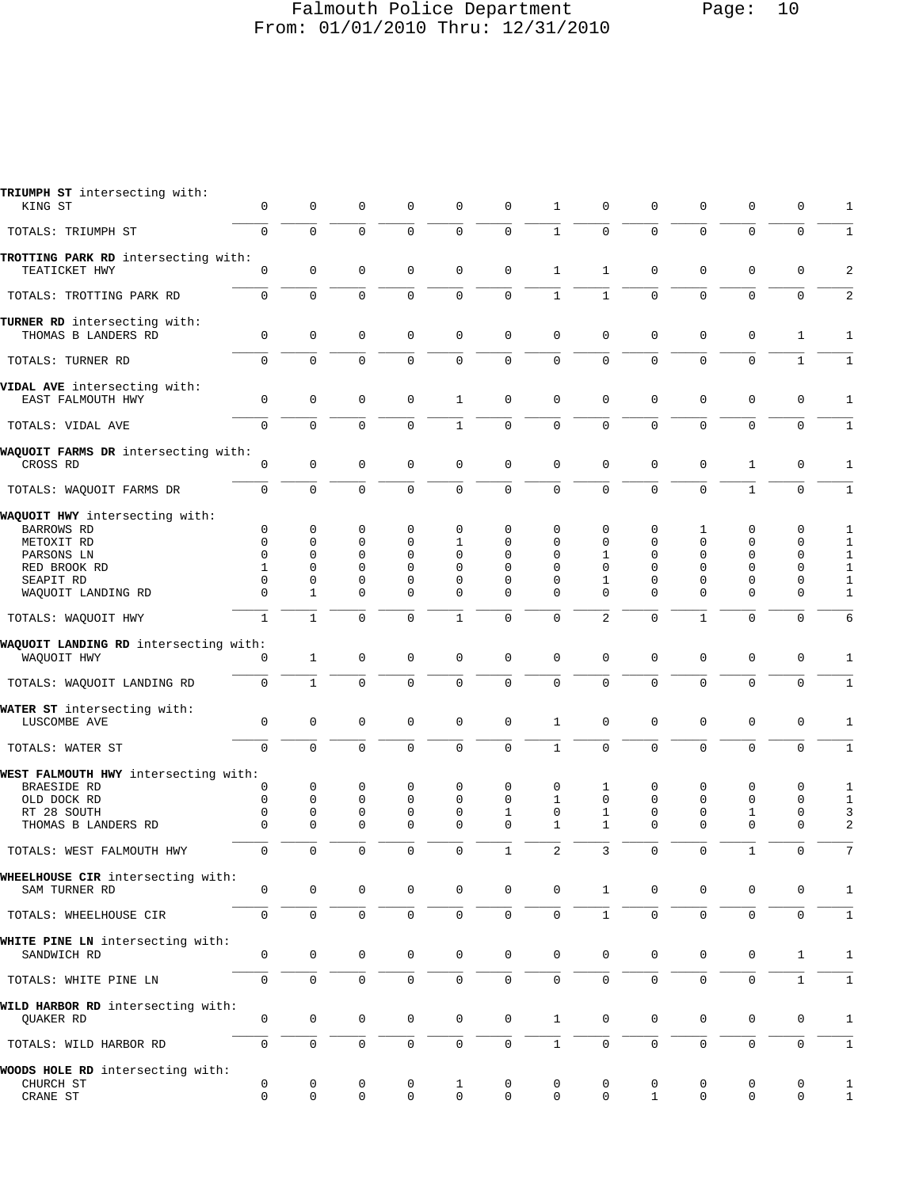| Street / Intersecting with | | | | | | | | | | | | | Total |
|---|---|---|---|---|---|---|---|---|---|---|---|---|---|
| **TRIUMPH ST** intersecting with: | | | | | | | | | | | | | |
| KING ST | 0 | 0 | 0 | 0 | 0 | 0 | 1 | 0 | 0 | 0 | 0 | 0 | 1 |
| TOTALS: TRIUMPH ST | 0 | 0 | 0 | 0 | 0 | 0 | 1 | 0 | 0 | 0 | 0 | 0 | 1 |
| **TROTTING PARK RD** intersecting with: | | | | | | | | | | | | | |
| TEATICKET HWY | 0 | 0 | 0 | 0 | 0 | 0 | 1 | 1 | 0 | 0 | 0 | 0 | 2 |
| TOTALS: TROTTING PARK RD | 0 | 0 | 0 | 0 | 0 | 0 | 1 | 1 | 0 | 0 | 0 | 0 | 2 |
| **TURNER RD** intersecting with: | | | | | | | | | | | | | |
| THOMAS B LANDERS RD | 0 | 0 | 0 | 0 | 0 | 0 | 0 | 0 | 0 | 0 | 0 | 1 | 1 |
| TOTALS: TURNER RD | 0 | 0 | 0 | 0 | 0 | 0 | 0 | 0 | 0 | 0 | 0 | 1 | 1 |
| **VIDAL AVE** intersecting with: | | | | | | | | | | | | | |
| EAST FALMOUTH HWY | 0 | 0 | 0 | 0 | 1 | 0 | 0 | 0 | 0 | 0 | 0 | 0 | 1 |
| TOTALS: VIDAL AVE | 0 | 0 | 0 | 0 | 1 | 0 | 0 | 0 | 0 | 0 | 0 | 0 | 1 |
| **WAQUOIT FARMS DR** intersecting with: | | | | | | | | | | | | | |
| CROSS RD | 0 | 0 | 0 | 0 | 0 | 0 | 0 | 0 | 0 | 0 | 1 | 0 | 1 |
| TOTALS: WAQUOIT FARMS DR | 0 | 0 | 0 | 0 | 0 | 0 | 0 | 0 | 0 | 0 | 1 | 0 | 1 |
| **WAQUOIT HWY** intersecting with: | | | | | | | | | | | | | |
| BARROWS RD | 0 | 0 | 0 | 0 | 0 | 0 | 0 | 0 | 0 | 1 | 0 | 0 | 1 |
| METOXIT RD | 0 | 0 | 0 | 0 | 1 | 0 | 0 | 0 | 0 | 0 | 0 | 0 | 1 |
| PARSONS LN | 0 | 0 | 0 | 0 | 0 | 0 | 0 | 1 | 0 | 0 | 0 | 0 | 1 |
| RED BROOK RD | 1 | 0 | 0 | 0 | 0 | 0 | 0 | 0 | 0 | 0 | 0 | 0 | 1 |
| SEAPIT RD | 0 | 0 | 0 | 0 | 0 | 0 | 0 | 1 | 0 | 0 | 0 | 0 | 1 |
| WAQUOIT LANDING RD | 0 | 1 | 0 | 0 | 0 | 0 | 0 | 0 | 0 | 0 | 0 | 0 | 1 |
| TOTALS: WAQUOIT HWY | 1 | 1 | 0 | 0 | 1 | 0 | 0 | 2 | 0 | 1 | 0 | 0 | 6 |
| **WAQUOIT LANDING RD** intersecting with: | | | | | | | | | | | | | |
| WAQUOIT HWY | 0 | 1 | 0 | 0 | 0 | 0 | 0 | 0 | 0 | 0 | 0 | 0 | 1 |
| TOTALS: WAQUOIT LANDING RD | 0 | 1 | 0 | 0 | 0 | 0 | 0 | 0 | 0 | 0 | 0 | 0 | 1 |
| **WATER ST** intersecting with: | | | | | | | | | | | | | |
| LUSCOMBE AVE | 0 | 0 | 0 | 0 | 0 | 0 | 1 | 0 | 0 | 0 | 0 | 0 | 1 |
| TOTALS: WATER ST | 0 | 0 | 0 | 0 | 0 | 0 | 1 | 0 | 0 | 0 | 0 | 0 | 1 |
| **WEST FALMOUTH HWY** intersecting with: | | | | | | | | | | | | | |
| BRAESIDE RD | 0 | 0 | 0 | 0 | 0 | 0 | 0 | 1 | 0 | 0 | 0 | 0 | 1 |
| OLD DOCK RD | 0 | 0 | 0 | 0 | 0 | 0 | 1 | 0 | 0 | 0 | 0 | 0 | 1 |
| RT 28 SOUTH | 0 | 0 | 0 | 0 | 0 | 1 | 0 | 1 | 0 | 0 | 1 | 0 | 3 |
| THOMAS B LANDERS RD | 0 | 0 | 0 | 0 | 0 | 0 | 1 | 1 | 0 | 0 | 0 | 0 | 2 |
| TOTALS: WEST FALMOUTH HWY | 0 | 0 | 0 | 0 | 0 | 1 | 2 | 3 | 0 | 0 | 1 | 0 | 7 |
| **WHEELHOUSE CIR** intersecting with: | | | | | | | | | | | | | |
| SAM TURNER RD | 0 | 0 | 0 | 0 | 0 | 0 | 0 | 1 | 0 | 0 | 0 | 0 | 1 |
| TOTALS: WHEELHOUSE CIR | 0 | 0 | 0 | 0 | 0 | 0 | 0 | 1 | 0 | 0 | 0 | 0 | 1 |
| **WHITE PINE LN** intersecting with: | | | | | | | | | | | | | |
| SANDWICH RD | 0 | 0 | 0 | 0 | 0 | 0 | 0 | 0 | 0 | 0 | 0 | 1 | 1 |
| TOTALS: WHITE PINE LN | 0 | 0 | 0 | 0 | 0 | 0 | 0 | 0 | 0 | 0 | 0 | 1 | 1 |
| **WILD HARBOR RD** intersecting with: | | | | | | | | | | | | | |
| QUAKER RD | 0 | 0 | 0 | 0 | 0 | 0 | 1 | 0 | 0 | 0 | 0 | 0 | 1 |
| TOTALS: WILD HARBOR RD | 0 | 0 | 0 | 0 | 0 | 0 | 1 | 0 | 0 | 0 | 0 | 0 | 1 |
| **WOODS HOLE RD** intersecting with: | | | | | | | | | | | | | |
| CHURCH ST | 0 | 0 | 0 | 0 | 1 | 0 | 0 | 0 | 0 | 0 | 0 | 0 | 1 |
| CRANE ST | 0 | 0 | 0 | 0 | 0 | 0 | 0 | 0 | 1 | 0 | 0 | 0 | 1 |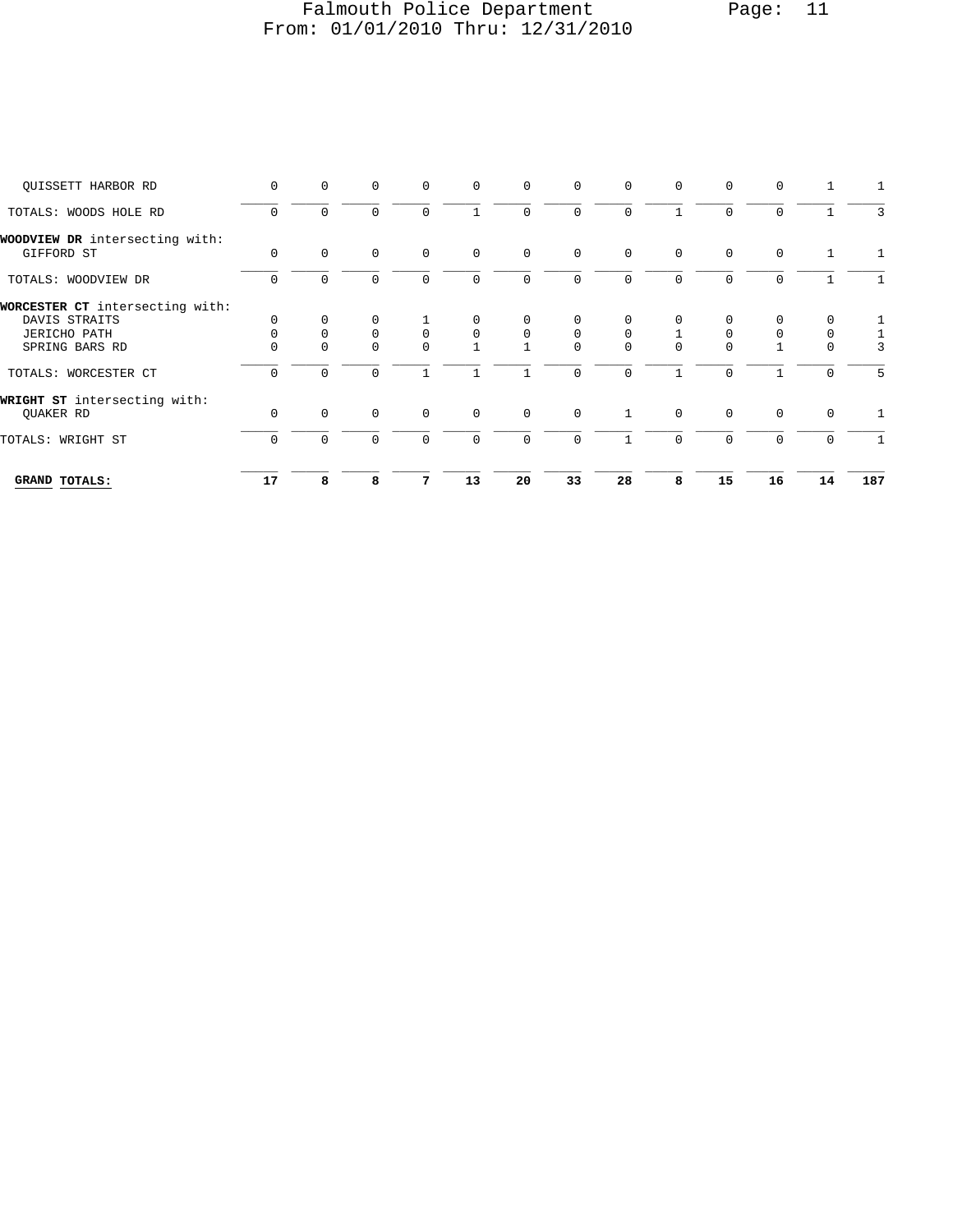| | | | | | | | | | | | | | |
|---|---|---|---|---|---|---|---|---|---|---|---|---|---|
| QUISSETT HARBOR RD | 0 | 0 | 0 | 0 | 0 | 0 | 0 | 0 | 0 | 0 | 0 | 1 | 1 |
| TOTALS: WOODS HOLE RD | 0 | 0 | 0 | 0 | 1 | 0 | 0 | 0 | 1 | 0 | 0 | 1 | 3 |
| **WOODVIEW DR** intersecting with: | | | | | | | | | | | | | |
| GIFFORD ST | 0 | 0 | 0 | 0 | 0 | 0 | 0 | 0 | 0 | 0 | 0 | 1 | 1 |
| TOTALS: WOODVIEW DR | 0 | 0 | 0 | 0 | 0 | 0 | 0 | 0 | 0 | 0 | 0 | 1 | 1 |
| **WORCESTER CT** intersecting with: | | | | | | | | | | | | | |
| DAVIS STRAITS | 0 | 0 | 0 | 1 | 0 | 0 | 0 | 0 | 0 | 0 | 0 | 0 | 1 |
| JERICHO PATH | 0 | 0 | 0 | 0 | 0 | 0 | 0 | 0 | 1 | 0 | 0 | 0 | 1 |
| SPRING BARS RD | 0 | 0 | 0 | 0 | 1 | 1 | 0 | 0 | 0 | 0 | 1 | 0 | 3 |
| TOTALS: WORCESTER CT | 0 | 0 | 0 | 1 | 1 | 1 | 0 | 0 | 1 | 0 | 1 | 0 | 5 |
| **WRIGHT ST** intersecting with: | | | | | | | | | | | | | |
| QUAKER RD | 0 | 0 | 0 | 0 | 0 | 0 | 0 | 1 | 0 | 0 | 0 | 0 | 1 |
| TOTALS: WRIGHT ST | 0 | 0 | 0 | 0 | 0 | 0 | 0 | 1 | 0 | 0 | 0 | 0 | 1 |
| **GRAND TOTALS:** | **17** | **8** | **8** | **7** | **13** | **20** | **33** | **28** | **8** | **15** | **16** | **14** | **187** |